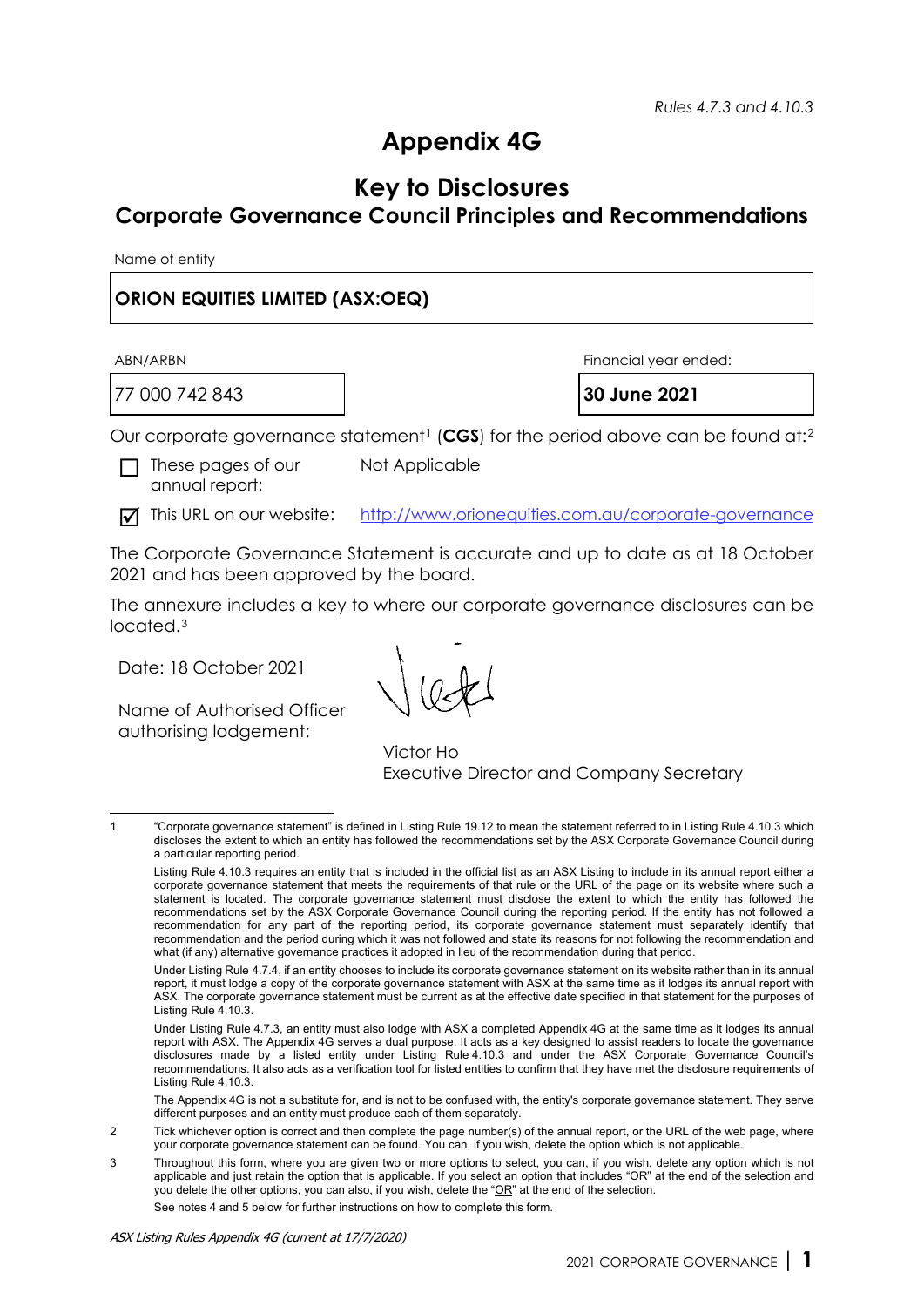*Rules 4.7.3 and 4.10.3*

# Appendix 4G

## Key to Disclosures
### Corporate Governance Council Principles and Recommendations

Name of entity

| **ORION EQUITIES LIMITED (ASX:OEQ)** |
|---|

| ABN/ARBN | Financial year ended: |
|---|---|
| 77 000 742 843 | **30 June 2021** |

Our corporate governance statement[1] (**CGS**) for the period above can be found at:[2]

☐ These pages of our annual report: Not Applicable

☑ This URL on our website: http://www.orionequities.com.au/corporate-governance

The Corporate Governance Statement is accurate and up to date as at 18 October 2021 and has been approved by the board.

The annexure includes a key to where our corporate governance disclosures can be located.[3]

Date: 18 October 2021

Name of Authorised Officer authorising lodgement:

Victor Ho
Executive Director and Company Secretary

---

1 "Corporate governance statement" is defined in Listing Rule 19.12 to mean the statement referred to in Listing Rule 4.10.3 which discloses the extent to which an entity has followed the recommendations set by the ASX Corporate Governance Council during a particular reporting period.

Listing Rule 4.10.3 requires an entity that is included in the official list as an ASX Listing to include in its annual report either a corporate governance statement that meets the requirements of that rule or the URL of the page on its website where such a statement is located. The corporate governance statement must disclose the extent to which the entity has followed the recommendations set by the ASX Corporate Governance Council during the reporting period. If the entity has not followed a recommendation for any part of the reporting period, its corporate governance statement must separately identify that recommendation and the period during which it was not followed and state its reasons for not following the recommendation and what (if any) alternative governance practices it adopted in lieu of the recommendation during that period.

Under Listing Rule 4.7.4, if an entity chooses to include its corporate governance statement on its website rather than in its annual report, it must lodge a copy of the corporate governance statement with ASX at the same time as it lodges its annual report with ASX. The corporate governance statement must be current as at the effective date specified in that statement for the purposes of Listing Rule 4.10.3.

Under Listing Rule 4.7.3, an entity must also lodge with ASX a completed Appendix 4G at the same time as it lodges its annual report with ASX. The Appendix 4G serves a dual purpose. It acts as a key designed to assist readers to locate the governance disclosures made by a listed entity under Listing Rule 4.10.3 and under the ASX Corporate Governance Council's recommendations. It also acts as a verification tool for listed entities to confirm that they have met the disclosure requirements of Listing Rule 4.10.3.

The Appendix 4G is not a substitute for, and is not to be confused with, the entity's corporate governance statement. They serve different purposes and an entity must produce each of them separately.

2 Tick whichever option is correct and then complete the page number(s) of the annual report, or the URL of the web page, where your corporate governance statement can be found. You can, if you wish, delete the option which is not applicable.

3 Throughout this form, where you are given two or more options to select, you can, if you wish, delete any option which is not applicable and just retain the option that is applicable. If you select an option that includes "OR" at the end of the selection and you delete the other options, you can also, if you wish, delete the "OR" at the end of the selection.

See notes 4 and 5 below for further instructions on how to complete this form.

*ASX Listing Rules Appendix 4G (current at 17/7/2020)*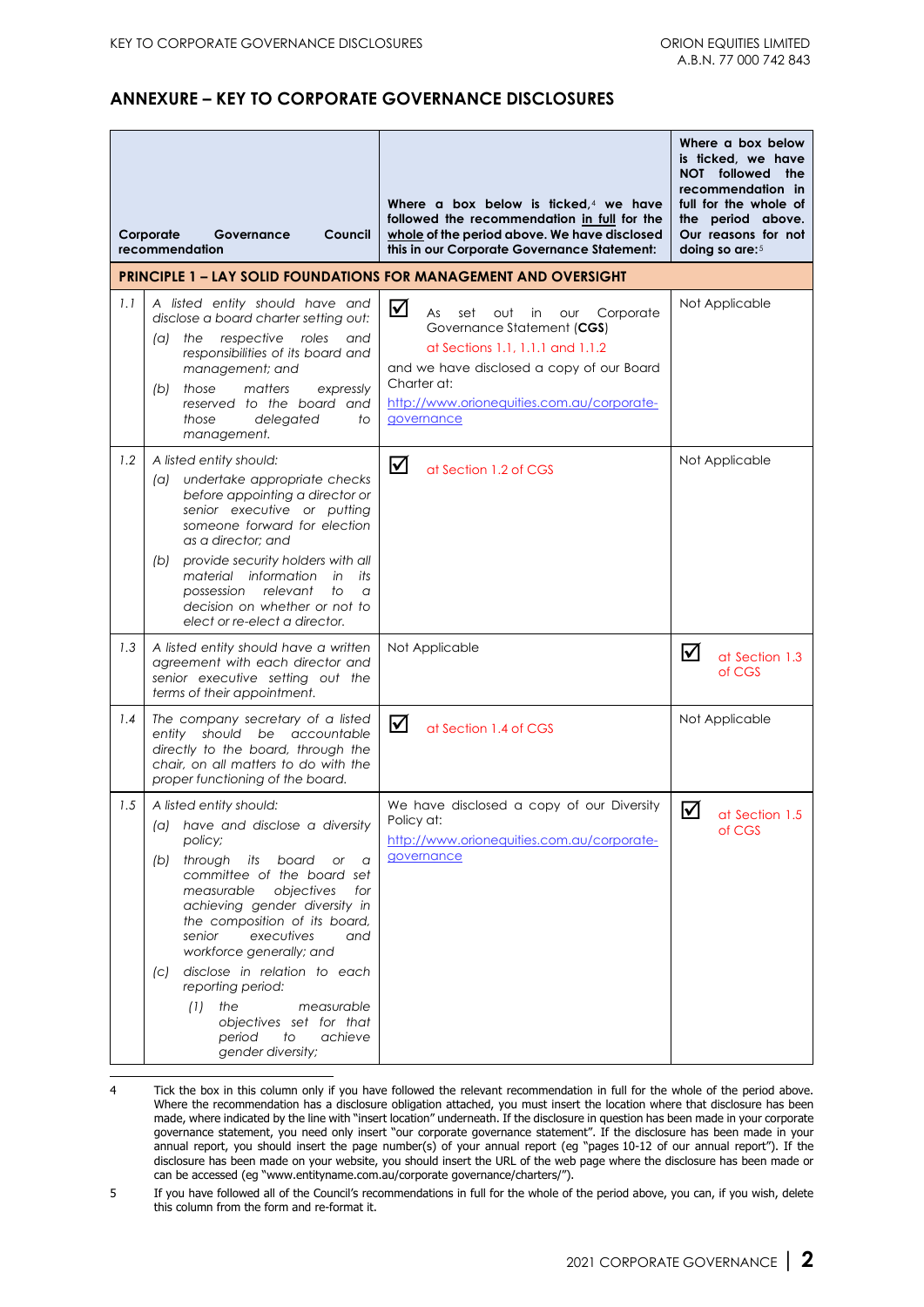## ANNEXURE – KEY TO CORPORATE GOVERNANCE DISCLOSURES

| | Corporate Governance Council recommendation | Where a box below is ticked,[4] we have followed the recommendation in full for the whole of the period above. We have disclosed this in our Corporate Governance Statement: | Where a box below is ticked, we have NOT followed the recommendation in full for the whole of the period above. Our reasons for not doing so are:[5] |
|---|---|---|---|
| **PRINCIPLE 1 – LAY SOLID FOUNDATIONS FOR MANAGEMENT AND OVERSIGHT** | | | |
| 1.1 | *A listed entity should have and disclose a board charter setting out:*<br>*(a) the respective roles and responsibilities of its board and management; and*<br>*(b) those matters expressly reserved to the board and those delegated to management.* | ☑ As set out in our Corporate Governance Statement (**CGS**) at Sections 1.1, 1.1.1 and 1.1.2<br>and we have disclosed a copy of our Board Charter at:<br>http://www.orionequities.com.au/corporate-governance | Not Applicable |
| 1.2 | *A listed entity should:*<br>*(a) undertake appropriate checks before appointing a director or senior executive or putting someone forward for election as a director; and*<br>*(b) provide security holders with all material information in its possession relevant to a decision on whether or not to elect or re-elect a director.* | ☑ at Section 1.2 of CGS | Not Applicable |
| 1.3 | *A listed entity should have a written agreement with each director and senior executive setting out the terms of their appointment.* | Not Applicable | ☑ at Section 1.3 of CGS |
| 1.4 | *The company secretary of a listed entity should be accountable directly to the board, through the chair, on all matters to do with the proper functioning of the board.* | ☑ at Section 1.4 of CGS | Not Applicable |
| 1.5 | *A listed entity should:*<br>*(a) have and disclose a diversity policy;*<br>*(b) through its board or a committee of the board set measurable objectives for achieving gender diversity in the composition of its board, senior executives and workforce generally; and*<br>*(c) disclose in relation to each reporting period:*<br>*(1) the measurable objectives set for that period to achieve gender diversity;* | We have disclosed a copy of our Diversity Policy at:<br>http://www.orionequities.com.au/corporate-governance | ☑ at Section 1.5 of CGS |

4 Tick the box in this column only if you have followed the relevant recommendation in full for the whole of the period above. Where the recommendation has a disclosure obligation attached, you must insert the location where that disclosure has been made, where indicated by the line with "insert location" underneath. If the disclosure in question has been made in your corporate governance statement, you need only insert "our corporate governance statement". If the disclosure has been made in your annual report, you should insert the page number(s) of your annual report (eg "pages 10-12 of our annual report"). If the disclosure has been made on your website, you should insert the URL of the web page where the disclosure has been made or can be accessed (eg "www.entityname.com.au/corporate governance/charters/").

5 If you have followed all of the Council's recommendations in full for the whole of the period above, you can, if you wish, delete this column from the form and re-format it.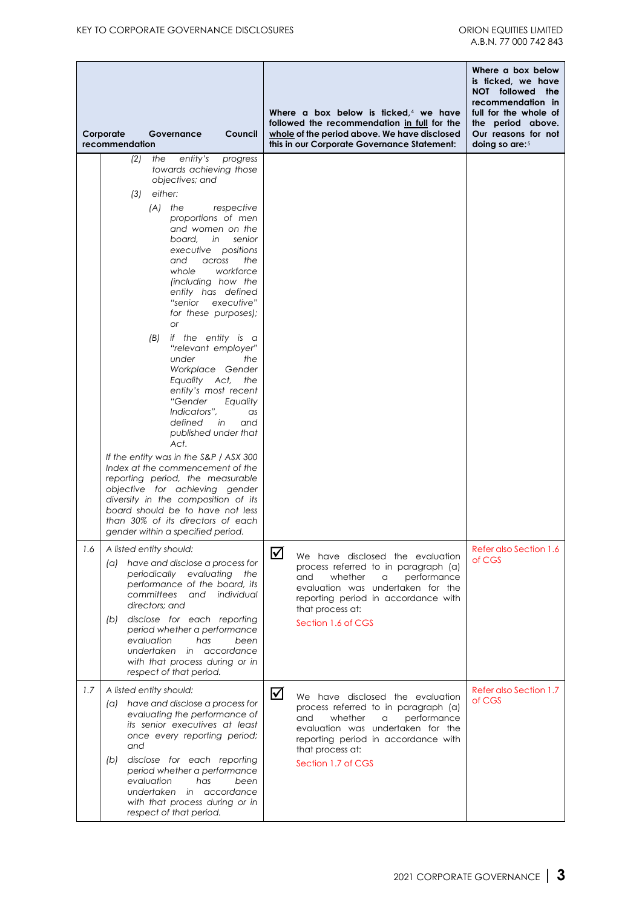| | Corporate Governance Council recommendation | Where a box below is ticked,[4] we have followed the recommendation in full for the whole of the period above. We have disclosed this in our Corporate Governance Statement: | Where a box below is ticked, we have NOT followed the recommendation in full for the whole of the period above. Our reasons for not doing so are:[5] |
|---|---|---|---|
| | *(2) the entity's progress towards achieving those objectives; and*<br>*(3) either:*<br>*(A) the respective proportions of men and women on the board, in senior executive positions and across the whole workforce (including how the entity has defined "senior executive" for these purposes); or*<br>*(B) if the entity is a "relevant employer" under the Workplace Gender Equality Act, the entity's most recent "Gender Equality Indicators", as defined in and published under that Act.*<br>*If the entity was in the S&P / ASX 300 Index at the commencement of the reporting period, the measurable objective for achieving gender diversity in the composition of its board should be to have not less than 30% of its directors of each gender within a specified period.* | | |
| 1.6 | *A listed entity should:*<br>*(a) have and disclose a process for periodically evaluating the performance of the board, its committees and individual directors; and*<br>*(b) disclose for each reporting period whether a performance evaluation has been undertaken in accordance with that process during or in respect of that period.* | ☑ We have disclosed the evaluation process referred to in paragraph (a) and whether a performance evaluation was undertaken for the reporting period in accordance with that process at:<br>Section 1.6 of CGS | Refer also Section 1.6 of CGS |
| 1.7 | *A listed entity should:*<br>*(a) have and disclose a process for evaluating the performance of its senior executives at least once every reporting period; and*<br>*(b) disclose for each reporting period whether a performance evaluation has been undertaken in accordance with that process during or in respect of that period.* | ☑ We have disclosed the evaluation process referred to in paragraph (a) and whether a performance evaluation was undertaken for the reporting period in accordance with that process at:<br>Section 1.7 of CGS | Refer also Section 1.7 of CGS |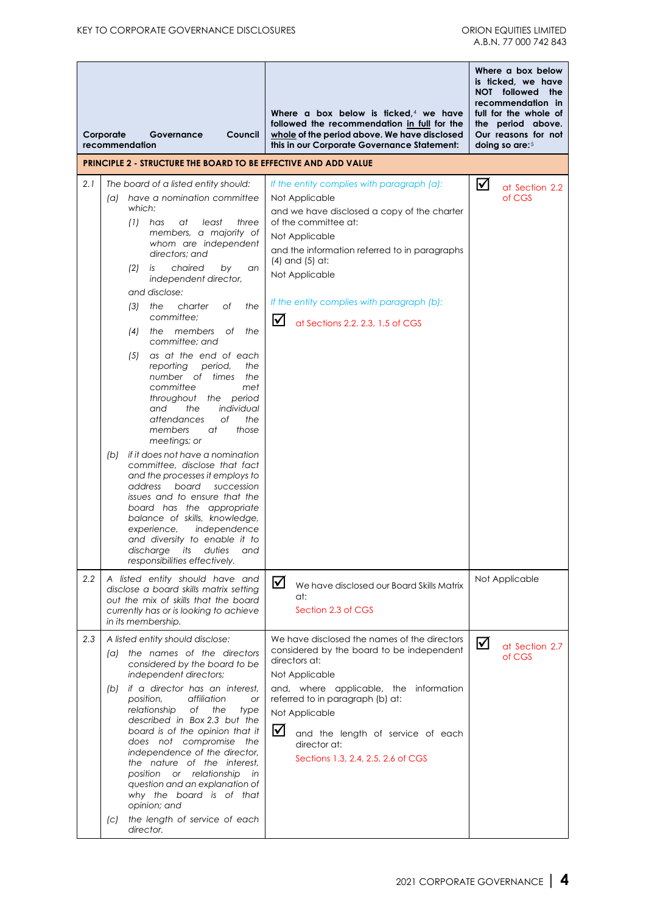| | Corporate Governance Council recommendation | Where a box below is ticked,[4] we have followed the recommendation **in full** for the **whole** of the period above. We have disclosed this in our Corporate Governance Statement: | Where a box below is ticked, we have **NOT** followed the recommendation in full for the whole of the period above. Our reasons for not doing so are:[5] |
|---|---|---|---|
| **PRINCIPLE 2 - STRUCTURE THE BOARD TO BE EFFECTIVE AND ADD VALUE** | | | |
| 2.1 | *The board of a listed entity should:* *(a) have a nomination committee which: (1) has at least three members, a majority of whom are independent directors; and (2) is chaired by an independent director, and disclose: (3) the charter of the committee; (4) the members of the committee; and (5) as at the end of each reporting period, the number of times the committee met throughout the period and the individual attendances of the members at those meetings; or* *(b) if it does not have a nomination committee, disclose that fact and the processes it employs to address board succession issues and to ensure that the board has the appropriate balance of skills, knowledge, experience, independence and diversity to enable it to discharge its duties and responsibilities effectively.* | *If the entity complies with paragraph (a):* Not Applicable and we have disclosed a copy of the charter of the committee at: Not Applicable and the information referred to in paragraphs (4) and (5) at: Not Applicable *If the entity complies with paragraph (b):* ☑ at Sections 2.2. 2.3, 1.5 of CGS | ☑ at Section 2.2 of CGS |
| 2.2 | *A listed entity should have and disclose a board skills matrix setting out the mix of skills that the board currently has or is looking to achieve in its membership.* | ☑ We have disclosed our Board Skills Matrix at: Section 2.3 of CGS | Not Applicable |
| 2.3 | *A listed entity should disclose:* *(a) the names of the directors considered by the board to be independent directors;* *(b) if a director has an interest, position, affiliation or relationship of the type described in Box 2.3 but the board is of the opinion that it does not compromise the independence of the director, the nature of the interest, position or relationship in question and an explanation of why the board is of that opinion; and* *(c) the length of service of each director.* | We have disclosed the names of the directors considered by the board to be independent directors at: Not Applicable and, where applicable, the information referred to in paragraph (b) at: Not Applicable ☑ and the length of service of each director at: Sections 1.3, 2.4, 2.5, 2.6 of CGS | ☑ at Section 2.7 of CGS |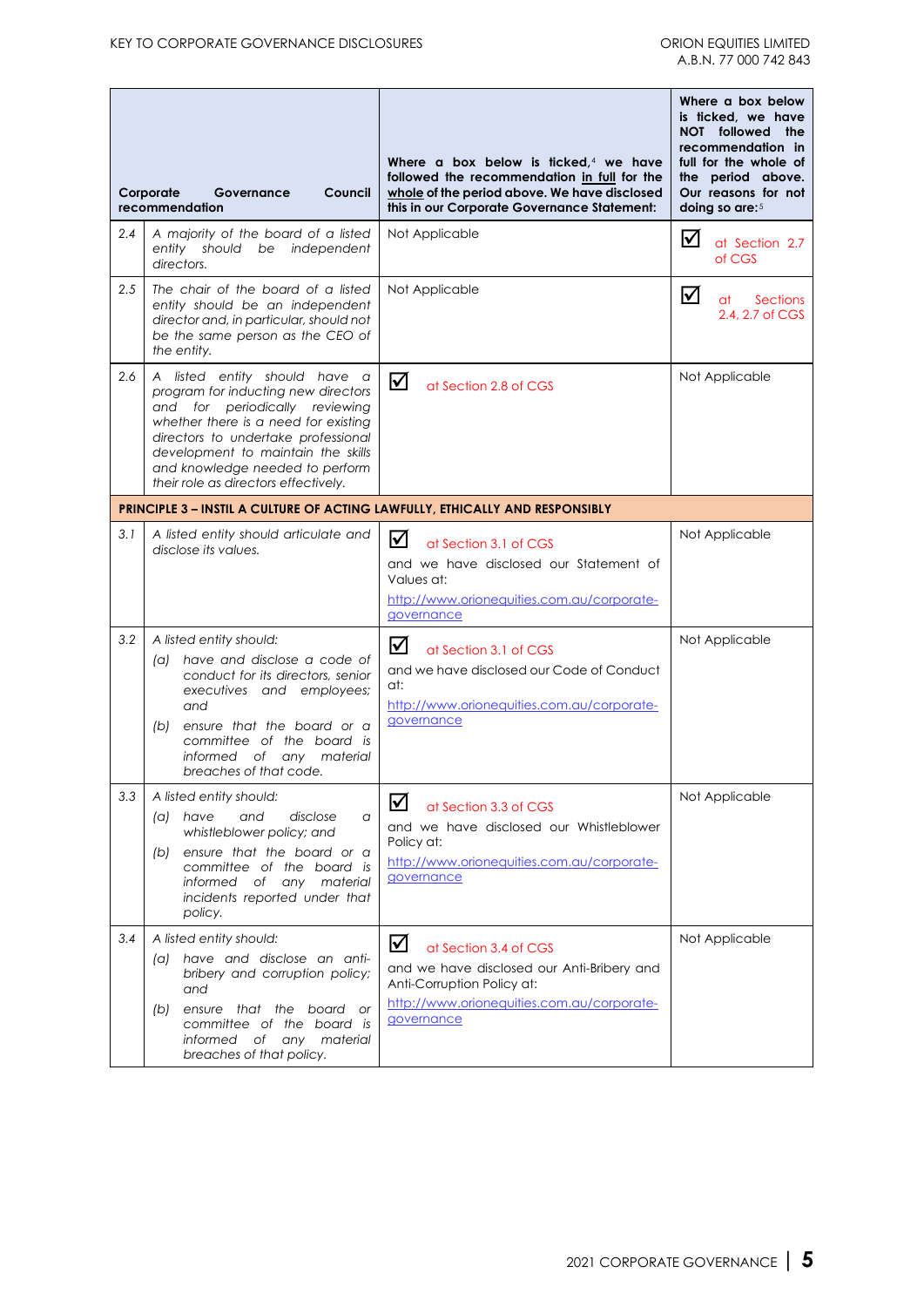| | Corporate Governance Council recommendation | Where a box below is ticked,[4] we have followed the recommendation in full for the whole of the period above. We have disclosed this in our Corporate Governance Statement: | Where a box below is ticked, we have **NOT** followed the recommendation in full for the whole of the period above. Our reasons for not doing so are:[5] |
|---|---|---|---|
| 2.4 | *A majority of the board of a listed entity should be independent directors.* | Not Applicable | ☑ at Section 2.7 of CGS |
| 2.5 | *The chair of the board of a listed entity should be an independent director and, in particular, should not be the same person as the CEO of the entity.* | Not Applicable | ☑ at Sections 2.4, 2.7 of CGS |
| 2.6 | *A listed entity should have a program for inducting new directors and for periodically reviewing whether there is a need for existing directors to undertake professional development to maintain the skills and knowledge needed to perform their role as directors effectively.* | ☑ at Section 2.8 of CGS | Not Applicable |
| **PRINCIPLE 3 – INSTIL A CULTURE OF ACTING LAWFULLY, ETHICALLY AND RESPONSIBLY** | | | |
| 3.1 | *A listed entity should articulate and disclose its values.* | ☑ at Section 3.1 of CGS<br>and we have disclosed our Statement of Values at:<br>http://www.orionequities.com.au/corporate-governance | Not Applicable |
| 3.2 | *A listed entity should:*<br>*(a) have and disclose a code of conduct for its directors, senior executives and employees; and*<br>*(b) ensure that the board or a committee of the board is informed of any material breaches of that code.* | ☑ at Section 3.1 of CGS<br>and we have disclosed our Code of Conduct at:<br>http://www.orionequities.com.au/corporate-governance | Not Applicable |
| 3.3 | *A listed entity should:*<br>*(a) have and disclose a whistleblower policy; and*<br>*(b) ensure that the board or a committee of the board is informed of any material incidents reported under that policy.* | ☑ at Section 3.3 of CGS<br>and we have disclosed our Whistleblower Policy at:<br>http://www.orionequities.com.au/corporate-governance | Not Applicable |
| 3.4 | *A listed entity should:*<br>*(a) have and disclose an anti-bribery and corruption policy; and*<br>*(b) ensure that the board or committee of the board is informed of any material breaches of that policy.* | ☑ at Section 3.4 of CGS<br>and we have disclosed our Anti-Bribery and Anti-Corruption Policy at:<br>http://www.orionequities.com.au/corporate-governance | Not Applicable |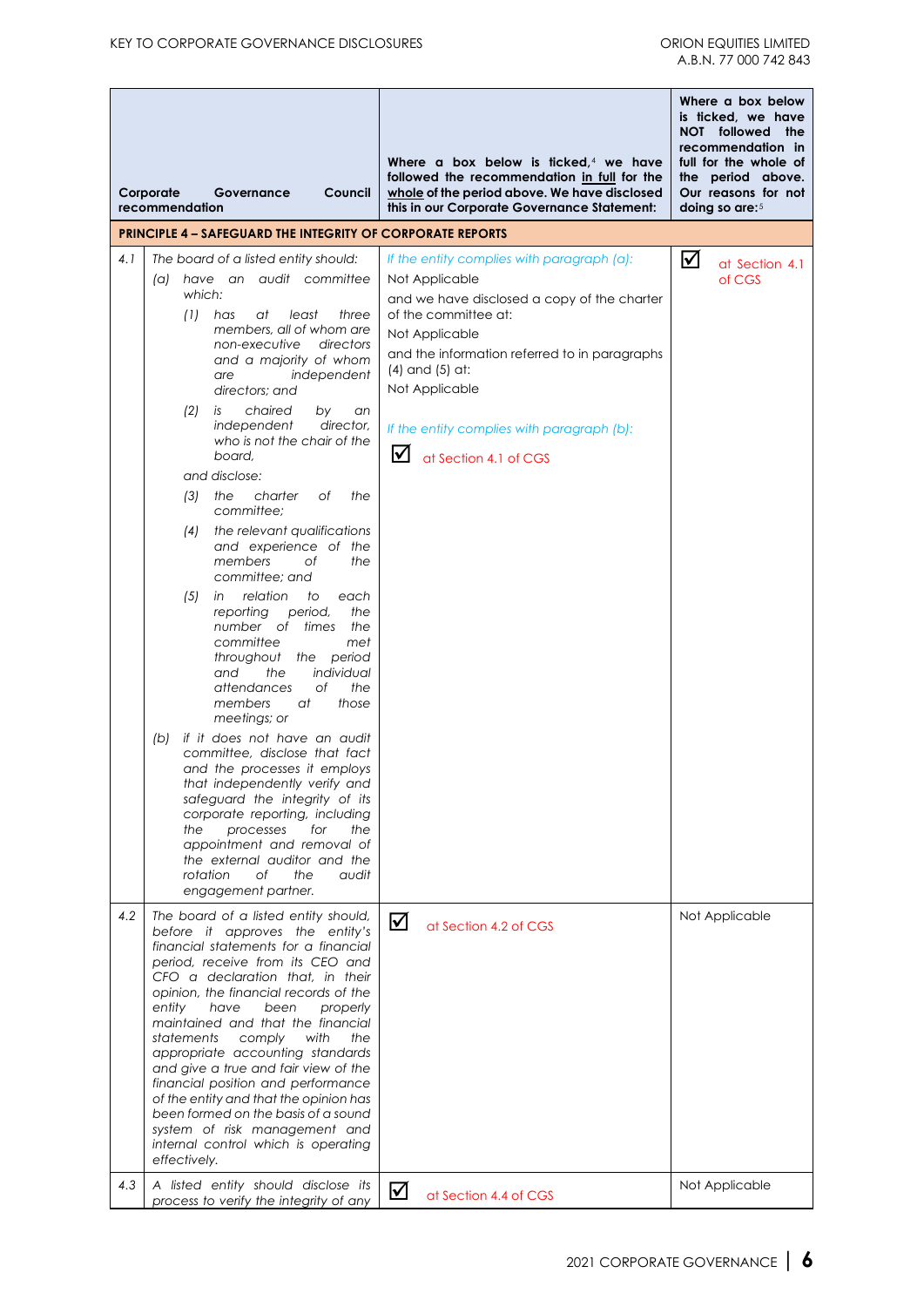| | Corporate Governance Council recommendation | Where a box below is ticked,[4] we have followed the recommendation in full for the whole of the period above. We have disclosed this in our Corporate Governance Statement: | Where a box below is ticked, we have NOT followed the recommendation in full for the whole of the period above. Our reasons for not doing so are:[5] |
|---|---|---|---|
| **PRINCIPLE 4 – SAFEGUARD THE INTEGRITY OF CORPORATE REPORTS** | | | |
| 4.1 | *The board of a listed entity should:*<br>*(a) have an audit committee which:*<br>*(1) has at least three members, all of whom are non-executive directors and a majority of whom are independent directors; and*<br>*(2) is chaired by an independent director, who is not the chair of the board,*<br>*and disclose:*<br>*(3) the charter of the committee;*<br>*(4) the relevant qualifications and experience of the members of the committee; and*<br>*(5) in relation to each reporting period, the number of times the committee met throughout the period and the individual attendances of the members at those meetings; or*<br>*(b) if it does not have an audit committee, disclose that fact and the processes it employs that independently verify and safeguard the integrity of its corporate reporting, including the processes for the appointment and removal of the external auditor and the rotation of the audit engagement partner.* | *If the entity complies with paragraph (a):*<br>Not Applicable<br>and we have disclosed a copy of the charter of the committee at:<br>Not Applicable<br>and the information referred to in paragraphs (4) and (5) at:<br>Not Applicable<br><br>*If the entity complies with paragraph (b):*<br>☑ at Section 4.1 of CGS | ☑ at Section 4.1 of CGS |
| 4.2 | *The board of a listed entity should, before it approves the entity's financial statements for a financial period, receive from its CEO and CFO a declaration that, in their opinion, the financial records of the entity have been properly maintained and that the financial statements comply with the appropriate accounting standards and give a true and fair view of the financial position and performance of the entity and that the opinion has been formed on the basis of a sound system of risk management and internal control which is operating effectively.* | ☑ at Section 4.2 of CGS | Not Applicable |
| 4.3 | *A listed entity should disclose its process to verify the integrity of any* | ☑ at Section 4.4 of CGS | Not Applicable |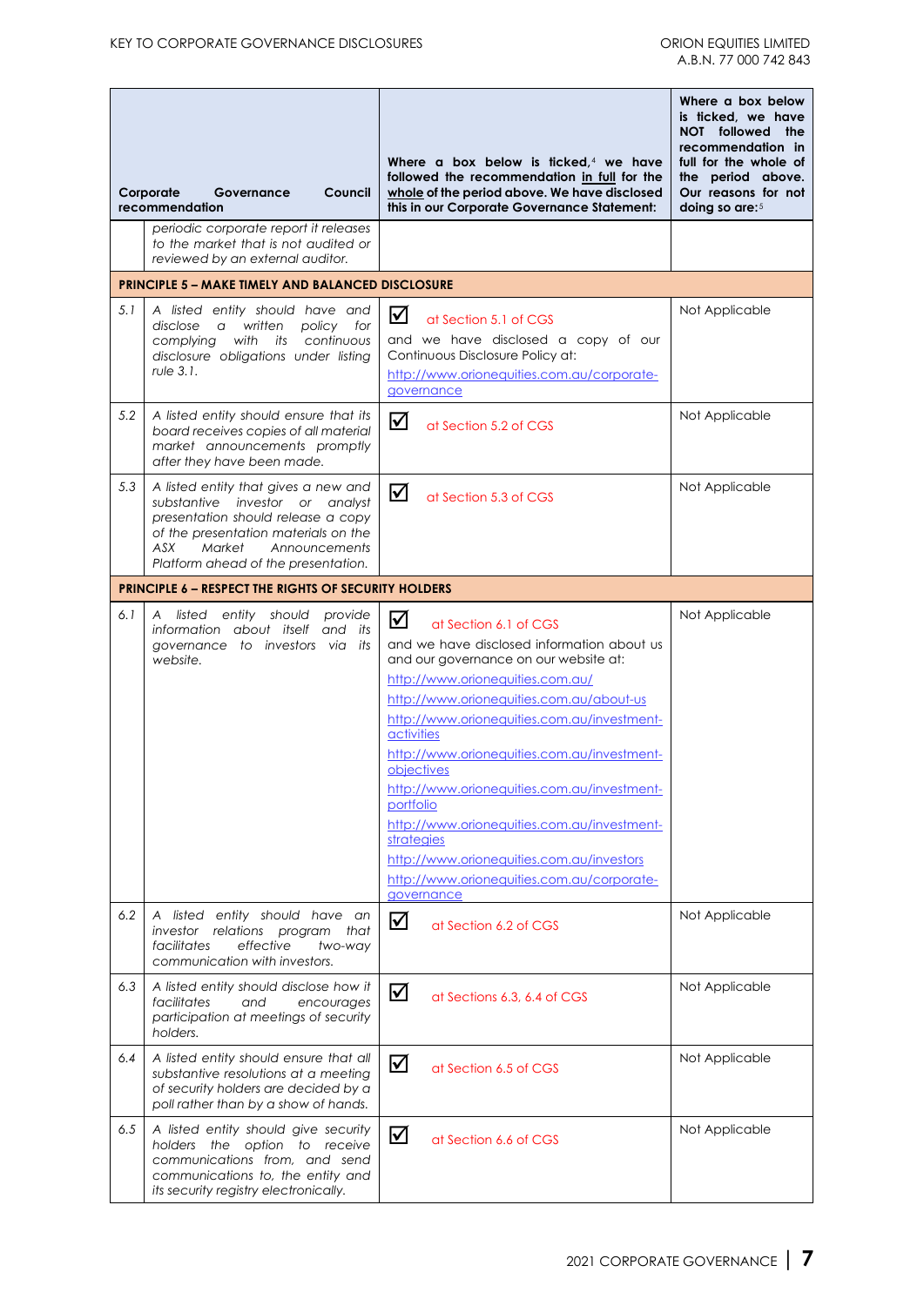| | Corporate Governance Council recommendation | Where a box below is ticked,[4] we have followed the recommendation in full for the whole of the period above. We have disclosed this in our Corporate Governance Statement: | Where a box below is ticked, we have NOT followed the recommendation in full for the whole of the period above. Our reasons for not doing so are:[5] |
|---|---|---|---|
| | *periodic corporate report it releases to the market that is not audited or reviewed by an external auditor.* | | |
| **PRINCIPLE 5 – MAKE TIMELY AND BALANCED DISCLOSURE** | | | |
| 5.1 | *A listed entity should have and disclose a written policy for complying with its continuous disclosure obligations under listing rule 3.1.* | ☑ at Section 5.1 of CGS and we have disclosed a copy of our Continuous Disclosure Policy at: http://www.orionequities.com.au/corporate-governance | Not Applicable |
| 5.2 | *A listed entity should ensure that its board receives copies of all material market announcements promptly after they have been made.* | ☑ at Section 5.2 of CGS | Not Applicable |
| 5.3 | *A listed entity that gives a new and substantive investor or analyst presentation should release a copy of the presentation materials on the ASX Market Announcements Platform ahead of the presentation.* | ☑ at Section 5.3 of CGS | Not Applicable |
| **PRINCIPLE 6 – RESPECT THE RIGHTS OF SECURITY HOLDERS** | | | |
| 6.1 | *A listed entity should provide information about itself and its governance to investors via its website.* | ☑ at Section 6.1 of CGS and we have disclosed information about us and our governance on our website at: http://www.orionequities.com.au/ http://www.orionequities.com.au/about-us http://www.orionequities.com.au/investment-activities http://www.orionequities.com.au/investment-objectives http://www.orionequities.com.au/investment-portfolio http://www.orionequities.com.au/investment-strategies http://www.orionequities.com.au/investors http://www.orionequities.com.au/corporate-governance | Not Applicable |
| 6.2 | *A listed entity should have an investor relations program that facilitates effective two-way communication with investors.* | ☑ at Section 6.2 of CGS | Not Applicable |
| 6.3 | *A listed entity should disclose how it facilitates and encourages participation at meetings of security holders.* | ☑ at Sections 6.3, 6.4 of CGS | Not Applicable |
| 6.4 | *A listed entity should ensure that all substantive resolutions at a meeting of security holders are decided by a poll rather than by a show of hands.* | ☑ at Section 6.5 of CGS | Not Applicable |
| 6.5 | *A listed entity should give security holders the option to receive communications from, and send communications to, the entity and its security registry electronically.* | ☑ at Section 6.6 of CGS | Not Applicable |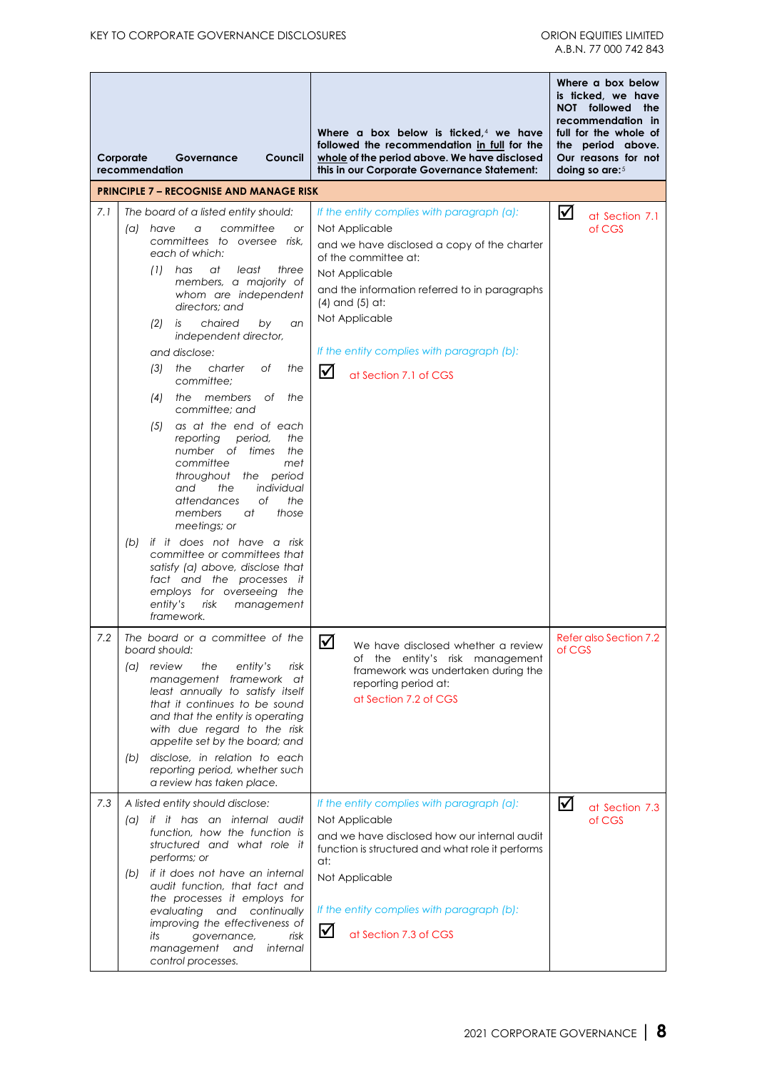| | Corporate Governance Council recommendation | Where a box below is ticked,[4] we have followed the recommendation in full for the whole of the period above. We have disclosed this in our Corporate Governance Statement: | Where a box below is ticked, we have NOT followed the recommendation in full for the whole of the period above. Our reasons for not doing so are:[5] |
|---|---|---|---|
| **PRINCIPLE 7 – RECOGNISE AND MANAGE RISK** | | | |
| 7.1 | *The board of a listed entity should:*<br>*(a) have a committee or committees to oversee risk, each of which:*<br>*(1) has at least three members, a majority of whom are independent directors; and*<br>*(2) is chaired by an independent director,*<br>*and disclose:*<br>*(3) the charter of the committee;*<br>*(4) the members of the committee; and*<br>*(5) as at the end of each reporting period, the number of times the committee met throughout the period and the individual attendances of the members at those meetings; or*<br>*(b) if it does not have a risk committee or committees that satisfy (a) above, disclose that fact and the processes it employs for overseeing the entity's risk management framework.* | *If the entity complies with paragraph (a):*<br>Not Applicable<br>and we have disclosed a copy of the charter of the committee at:<br>Not Applicable<br>and the information referred to in paragraphs (4) and (5) at:<br>Not Applicable<br>*If the entity complies with paragraph (b):*<br>☑ at Section 7.1 of CGS | ☑ at Section 7.1 of CGS |
| 7.2 | *The board or a committee of the board should:*<br>*(a) review the entity's risk management framework at least annually to satisfy itself that it continues to be sound and that the entity is operating with due regard to the risk appetite set by the board; and*<br>*(b) disclose, in relation to each reporting period, whether such a review has taken place.* | ☑ We have disclosed whether a review of the entity's risk management framework was undertaken during the reporting period at:<br>at Section 7.2 of CGS | Refer also Section 7.2 of CGS |
| 7.3 | *A listed entity should disclose:*<br>*(a) if it has an internal audit function, how the function is structured and what role it performs; or*<br>*(b) if it does not have an internal audit function, that fact and the processes it employs for evaluating and continually improving the effectiveness of its governance, risk management and internal control processes.* | *If the entity complies with paragraph (a):*<br>Not Applicable<br>and we have disclosed how our internal audit function is structured and what role it performs at:<br>Not Applicable<br>*If the entity complies with paragraph (b):*<br>☑ at Section 7.3 of CGS | ☑ at Section 7.3 of CGS |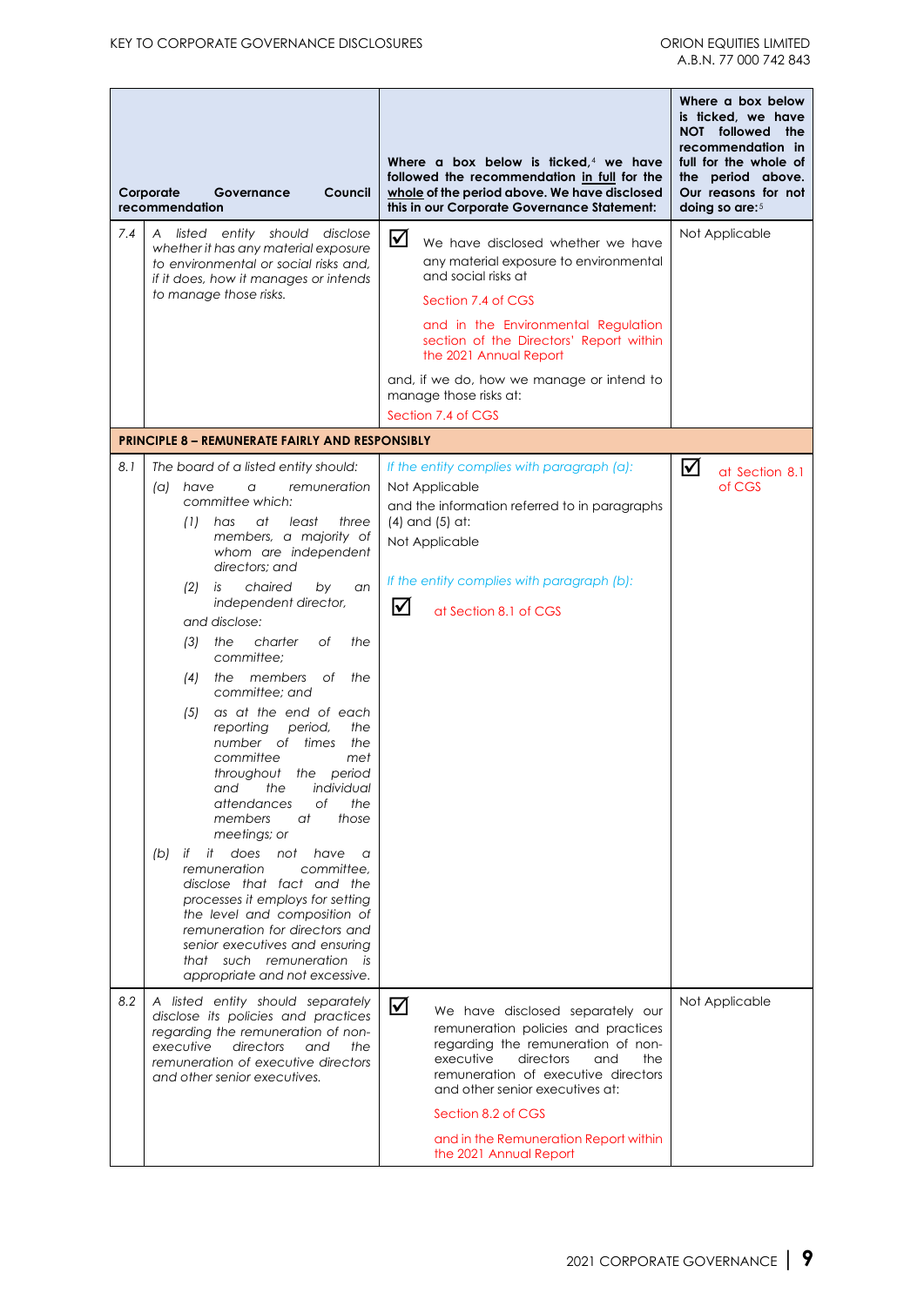| | Corporate Governance Council recommendation | Where a box below is ticked,[4] we have followed the recommendation in full for the whole of the period above. We have disclosed this in our Corporate Governance Statement: | Where a box below is ticked, we have NOT followed the recommendation in full for the whole of the period above. Our reasons for not doing so are:[5] |
|---|---|---|---|
| 7.4 | *A listed entity should disclose whether it has any material exposure to environmental or social risks and, if it does, how it manages or intends to manage those risks.* | ☑ We have disclosed whether we have any material exposure to environmental and social risks at Section 7.4 of CGS and in the Environmental Regulation section of the Directors' Report within the 2021 Annual Report<br><br>and, if we do, how we manage or intend to manage those risks at:<br>Section 7.4 of CGS | Not Applicable |
| **PRINCIPLE 8 – REMUNERATE FAIRLY AND RESPONSIBLY** | | | |
| 8.1 | *The board of a listed entity should:*<br>*(a) have a remuneration committee which:*<br>*(1) has at least three members, a majority of whom are independent directors; and*<br>*(2) is chaired by an independent director,*<br>*and disclose:*<br>*(3) the charter of the committee;*<br>*(4) the members of the committee; and*<br>*(5) as at the end of each reporting period, the number of times the committee met throughout the period and the individual attendances of the members at those meetings; or*<br>*(b) if it does not have a remuneration committee, disclose that fact and the processes it employs for setting the level and composition of remuneration for directors and senior executives and ensuring that such remuneration is appropriate and not excessive.* | *If the entity complies with paragraph (a):*<br>Not Applicable<br>and the information referred to in paragraphs (4) and (5) at:<br>Not Applicable<br><br>*If the entity complies with paragraph (b):*<br>☑ at Section 8.1 of CGS | ☑ at Section 8.1 of CGS |
| 8.2 | *A listed entity should separately disclose its policies and practices regarding the remuneration of non-executive directors and the remuneration of executive directors and other senior executives.* | ☑ We have disclosed separately our remuneration policies and practices regarding the remuneration of non-executive directors and the remuneration of executive directors and other senior executives at:<br>Section 8.2 of CGS<br>and in the Remuneration Report within the 2021 Annual Report | Not Applicable |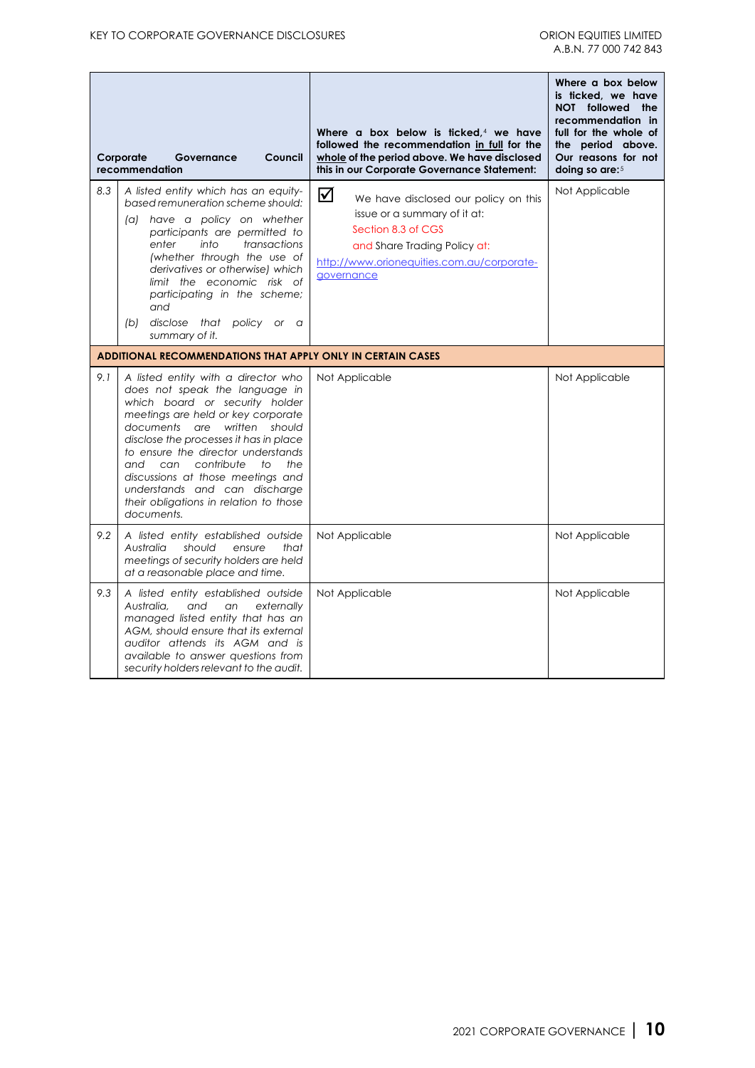| Corporate Governance Council recommendation | | Where a box below is ticked,[4] we have followed the recommendation in full for the whole of the period above. We have disclosed this in our Corporate Governance Statement: | Where a box below is ticked, we have NOT followed the recommendation in full for the whole of the period above. Our reasons for not doing so are:[5] |
|---|---|---|---|
| 8.3 | *A listed entity which has an equity-based remuneration scheme should:* *(a) have a policy on whether participants are permitted to enter into transactions (whether through the use of derivatives or otherwise) which limit the economic risk of participating in the scheme; and* *(b) disclose that policy or a summary of it.* | ☑ We have disclosed our policy on this issue or a summary of it at: Section 8.3 of CGS and Share Trading Policy at: http://www.orionequities.com.au/corporate-governance | Not Applicable |
| **ADDITIONAL RECOMMENDATIONS THAT APPLY ONLY IN CERTAIN CASES** | | | |
| 9.1 | *A listed entity with a director who does not speak the language in which board or security holder meetings are held or key corporate documents are written should disclose the processes it has in place to ensure the director understands and can contribute to the discussions at those meetings and understands and can discharge their obligations in relation to those documents.* | Not Applicable | Not Applicable |
| 9.2 | *A listed entity established outside Australia should ensure that meetings of security holders are held at a reasonable place and time.* | Not Applicable | Not Applicable |
| 9.3 | *A listed entity established outside Australia, and an externally managed listed entity that has an AGM, should ensure that its external auditor attends its AGM and is available to answer questions from security holders relevant to the audit.* | Not Applicable | Not Applicable |